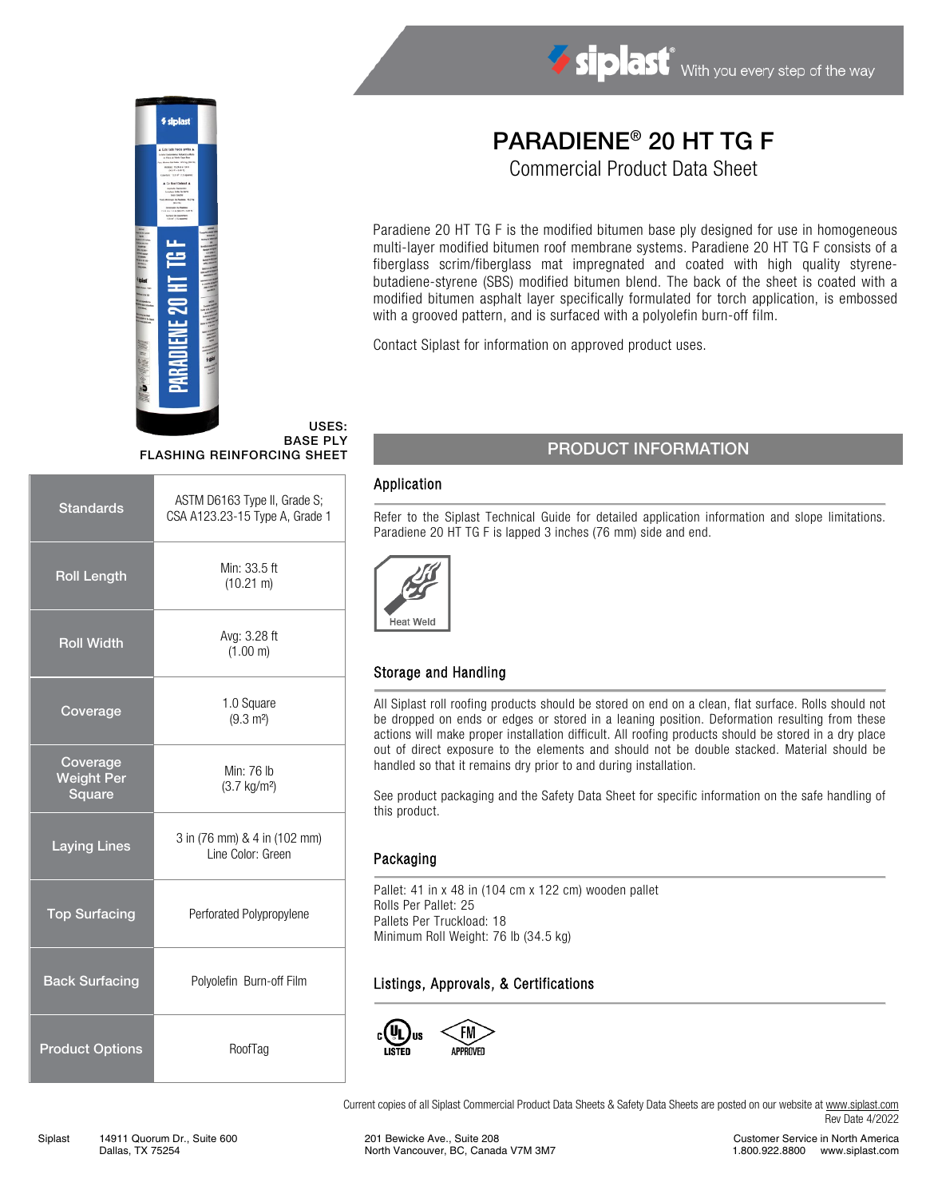siplast — With you every step of the way

# PARADIENE® 20 HT TG F

## Commercial Product Data Sheet

Paradiene 20 HT TG F is the modified bitumen base ply designed for use in homogeneous multi-layer modified bitumen roof membrane systems. Paradiene 20 HT TG F consists of a fiberglass scrim/fiberglass mat impregnated and coated with high quality styrene-butadiene-styrene (SBS) modified bitumen blend. The back of the sheet is coated with a modified bitumen asphalt layer specifically formulated for torch application, is embossed with a grooved pattern, and is surfaced with a polyolefin burn-off film.

Contact Siplast for information on approved product uses.

**USES:**
**BASE PLY**
**FLASHING REINFORCING SHEET**

| | |
|---|---|
| **Standards** | ASTM D6163 Type II, Grade S; CSA A123.23-15 Type A, Grade 1 |
| **Roll Length** | Min: 33.5 ft (10.21 m) |
| **Roll Width** | Avg: 3.28 ft (1.00 m) |
| **Coverage** | 1.0 Square (9.3 m²) |
| **Coverage Weight Per Square** | Min: 76 lb (3.7 kg/m²) |
| **Laying Lines** | 3 in (76 mm) & 4 in (102 mm) Line Color: Green |
| **Top Surfacing** | Perforated Polypropylene |
| **Back Surfacing** | Polyolefin Burn-off Film |
| **Product Options** | RoofTag |

## PRODUCT INFORMATION

### Application

Refer to the Siplast Technical Guide for detailed application information and slope limitations. Paradiene 20 HT TG F is lapped 3 inches (76 mm) side and end.

Heat Weld

### Storage and Handling

All Siplast roll roofing products should be stored on end on a clean, flat surface. Rolls should not be dropped on ends or edges or stored in a leaning position. Deformation resulting from these actions will make proper installation difficult. All roofing products should be stored in a dry place out of direct exposure to the elements and should not be double stacked. Material should be handled so that it remains dry prior to and during installation.

See product packaging and the Safety Data Sheet for specific information on the safe handling of this product.

### Packaging

Pallet: 41 in x 48 in (104 cm x 122 cm) wooden pallet
Rolls Per Pallet: 25
Pallets Per Truckload: 18
Minimum Roll Weight: 76 lb (34.5 kg)

### Listings, Approvals, & Certifications

c UL us LISTED — FM APPROVED

Current copies of all Siplast Commercial Product Data Sheets & Safety Data Sheets are posted on our website at www.siplast.com

Rev Date 4/2022

Siplast — 14911 Quorum Dr., Suite 600, Dallas, TX 75254 — 201 Bewicke Ave., Suite 208, North Vancouver, BC, Canada V7M 3M7 — Customer Service in North America 1.800.922.8800 www.siplast.com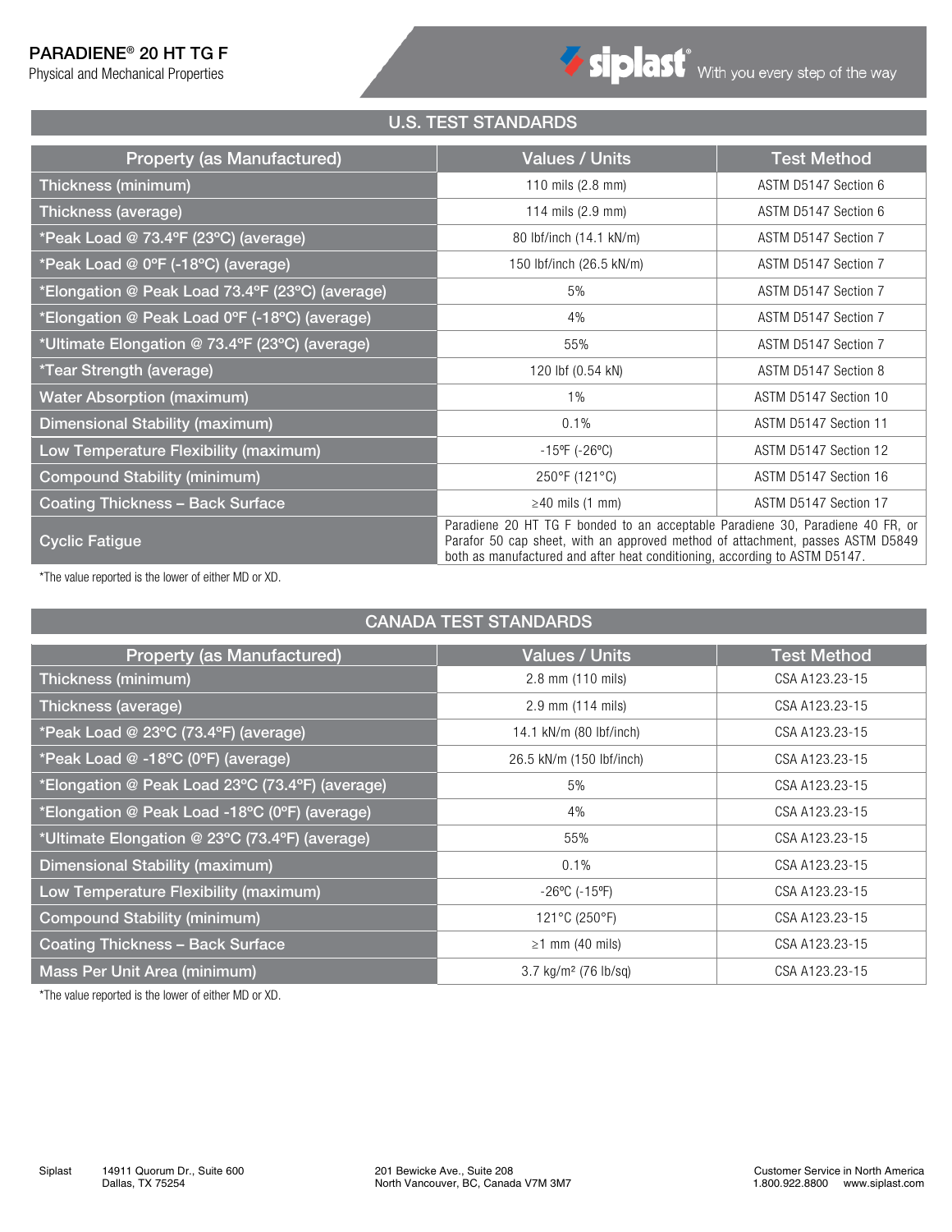# PARADIENE® 20 HT TG F

Physical and Mechanical Properties

## U.S. TEST STANDARDS

| Property (as Manufactured) | Values / Units | Test Method |
|---|---|---|
| Thickness (minimum) | 110 mils (2.8 mm) | ASTM D5147 Section 6 |
| Thickness (average) | 114 mils (2.9 mm) | ASTM D5147 Section 6 |
| *Peak Load @ 73.4ºF (23ºC) (average) | 80 lbf/inch (14.1 kN/m) | ASTM D5147 Section 7 |
| *Peak Load @ 0ºF (-18ºC) (average) | 150 lbf/inch (26.5 kN/m) | ASTM D5147 Section 7 |
| *Elongation @ Peak Load 73.4ºF (23ºC) (average) | 5% | ASTM D5147 Section 7 |
| *Elongation @ Peak Load 0ºF (-18ºC) (average) | 4% | ASTM D5147 Section 7 |
| *Ultimate Elongation @ 73.4ºF (23ºC) (average) | 55% | ASTM D5147 Section 7 |
| *Tear Strength (average) | 120 lbf (0.54 kN) | ASTM D5147 Section 8 |
| Water Absorption (maximum) | 1% | ASTM D5147 Section 10 |
| Dimensional Stability (maximum) | 0.1% | ASTM D5147 Section 11 |
| Low Temperature Flexibility (maximum) | -15ºF (-26ºC) | ASTM D5147 Section 12 |
| Compound Stability (minimum) | 250°F (121°C) | ASTM D5147 Section 16 |
| Coating Thickness – Back Surface | ≥40 mils (1 mm) | ASTM D5147 Section 17 |
| Cyclic Fatigue | Paradiene 20 HT TG F bonded to an acceptable Paradiene 30, Paradiene 40 FR, or Parafor 50 cap sheet, with an approved method of attachment, passes ASTM D5849 both as manufactured and after heat conditioning, according to ASTM D5147. | |

*The value reported is the lower of either MD or XD.

## CANADA TEST STANDARDS

| Property (as Manufactured) | Values / Units | Test Method |
|---|---|---|
| Thickness (minimum) | 2.8 mm (110 mils) | CSA A123.23-15 |
| Thickness (average) | 2.9 mm (114 mils) | CSA A123.23-15 |
| *Peak Load @ 23ºC (73.4ºF) (average) | 14.1 kN/m (80 lbf/inch) | CSA A123.23-15 |
| *Peak Load @ -18ºC (0ºF) (average) | 26.5 kN/m (150 lbf/inch) | CSA A123.23-15 |
| *Elongation @ Peak Load 23ºC (73.4ºF) (average) | 5% | CSA A123.23-15 |
| *Elongation @ Peak Load -18ºC (0ºF) (average) | 4% | CSA A123.23-15 |
| *Ultimate Elongation @ 23ºC (73.4ºF) (average) | 55% | CSA A123.23-15 |
| Dimensional Stability (maximum) | 0.1% | CSA A123.23-15 |
| Low Temperature Flexibility (maximum) | -26ºC (-15ºF) | CSA A123.23-15 |
| Compound Stability (minimum) | 121°C (250°F) | CSA A123.23-15 |
| Coating Thickness – Back Surface | ≥1 mm (40 mils) | CSA A123.23-15 |
| Mass Per Unit Area (minimum) | 3.7 kg/m² (76 lb/sq) | CSA A123.23-15 |

*The value reported is the lower of either MD or XD.

Siplast 14911 Quorum Dr., Suite 600
Dallas, TX 75254

201 Bewicke Ave., Suite 208
North Vancouver, BC, Canada V7M 3M7

Customer Service in North America
1.800.922.8800 www.siplast.com